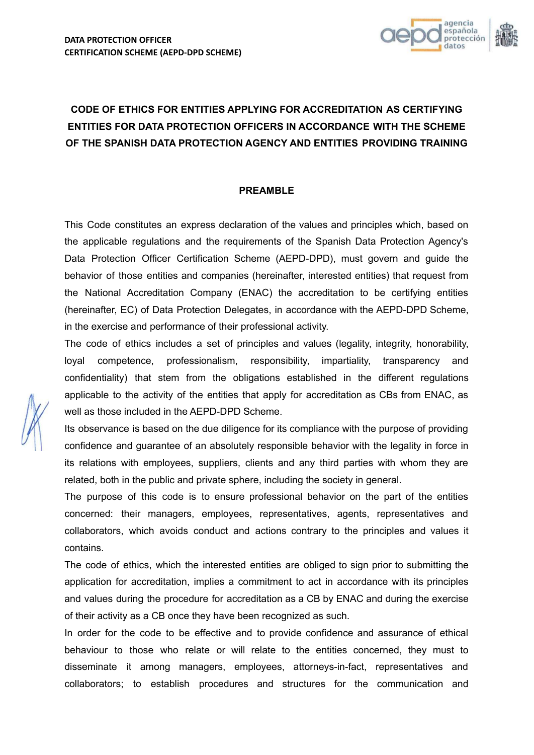# CODE OF ETHICS FOR ENTITIES APPLYING FOR ACCREDITATION AS CERTIFYING ENTITIES FOR DATA PROTECTION OFFICERS IN ACCORDANCE WITH THE SCHEME OF THE SPANISH DATA PROTECTION AGENCY AND ENTITIES PROVIDING TRAINING

## PREAMBLE

This Code constitutes an express declaration of the values and principles which, based on the applicable regulations and the requirements of the Spanish Data Protection Agency's Data Protection Officer Certification Scheme (AEPD-DPD), must govern and guide the behavior of those entities and companies (hereinafter, interested entities) that request from the National Accreditation Company (ENAC) the accreditation to be certifying entities (hereinafter, EC) of Data Protection Delegates, in accordance with the AEPD-DPD Scheme, in the exercise and performance of their professional activity.

The code of ethics includes a set of principles and values (legality, integrity, honorability, loyal competence, professionalism, responsibility, impartiality, transparency and confidentiality) that stem from the obligations established in the different regulations applicable to the activity of the entities that apply for accreditation as CBs from ENAC, as well as those included in the AEPD-DPD Scheme.

Its observance is based on the due diligence for its compliance with the purpose of providing confidence and guarantee of an absolutely responsible behavior with the legality in force in its relations with employees, suppliers, clients and any third parties with whom they are related, both in the public and private sphere, including the society in general.

The purpose of this code is to ensure professional behavior on the part of the entities concerned: their managers, employees, representatives, agents, representatives and collaborators, which avoids conduct and actions contrary to the principles and values it contains.

The code of ethics, which the interested entities are obliged to sign prior to submitting the application for accreditation, implies a commitment to act in accordance with its principles and values during the procedure for accreditation as a CB by ENAC and during the exercise of their activity as a CB once they have been recognized as such.

In order for the code to be effective and to provide confidence and assurance of ethical behaviour to those who relate or will relate to the entities concerned, they must to disseminate it among managers, employees, attorneys-in-fact, representatives and collaborators; to establish procedures and structures for the communication and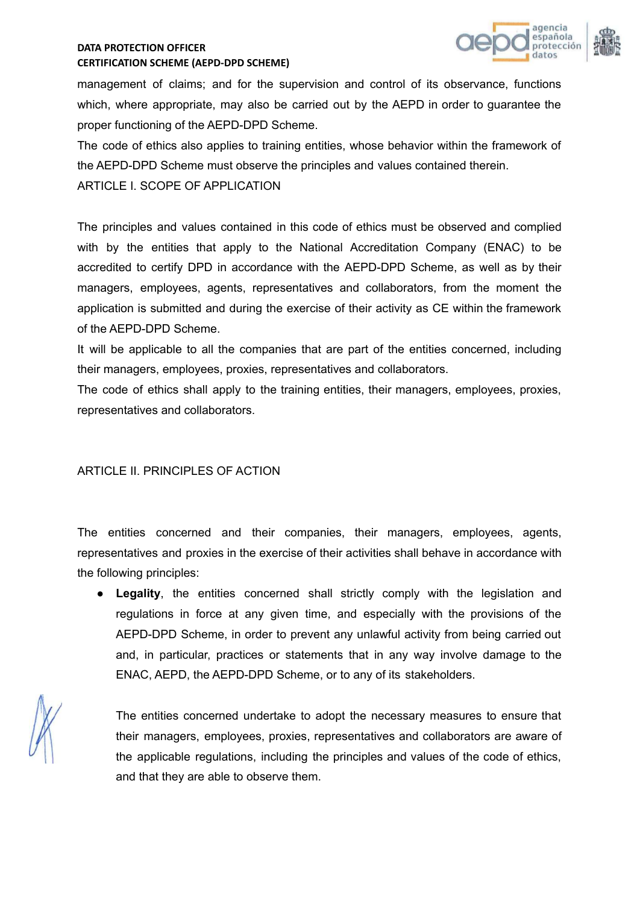management of claims; and for the supervision and control of its observance, functions which, where appropriate, may also be carried out by the AEPD in order to guarantee the proper functioning of the AEPD-DPD Scheme.

The code of ethics also applies to training entities, whose behavior within the framework of the AEPD-DPD Scheme must observe the principles and values contained therein.

## ARTICLE I. SCOPE OF APPLICATION

The principles and values contained in this code of ethics must be observed and complied with by the entities that apply to the National Accreditation Company (ENAC) to be accredited to certify DPD in accordance with the AEPD-DPD Scheme, as well as by their managers, employees, agents, representatives and collaborators, from the moment the application is submitted and during the exercise of their activity as CE within the framework of the AEPD-DPD Scheme.

It will be applicable to all the companies that are part of the entities concerned, including their managers, employees, proxies, representatives and collaborators.

The code of ethics shall apply to the training entities, their managers, employees, proxies, representatives and collaborators.

## ARTICLE II. PRINCIPLES OF ACTION

The entities concerned and their companies, their managers, employees, agents, representatives and proxies in the exercise of their activities shall behave in accordance with the following principles:

- **Legality**, the entities concerned shall strictly comply with the legislation and regulations in force at any given time, and especially with the provisions of the AEPD-DPD Scheme, in order to prevent any unlawful activity from being carried out and, in particular, practices or statements that in any way involve damage to the ENAC, AEPD, the AEPD-DPD Scheme, or to any of its stakeholders.

  The entities concerned undertake to adopt the necessary measures to ensure that their managers, employees, proxies, representatives and collaborators are aware of the applicable regulations, including the principles and values of the code of ethics, and that they are able to observe them.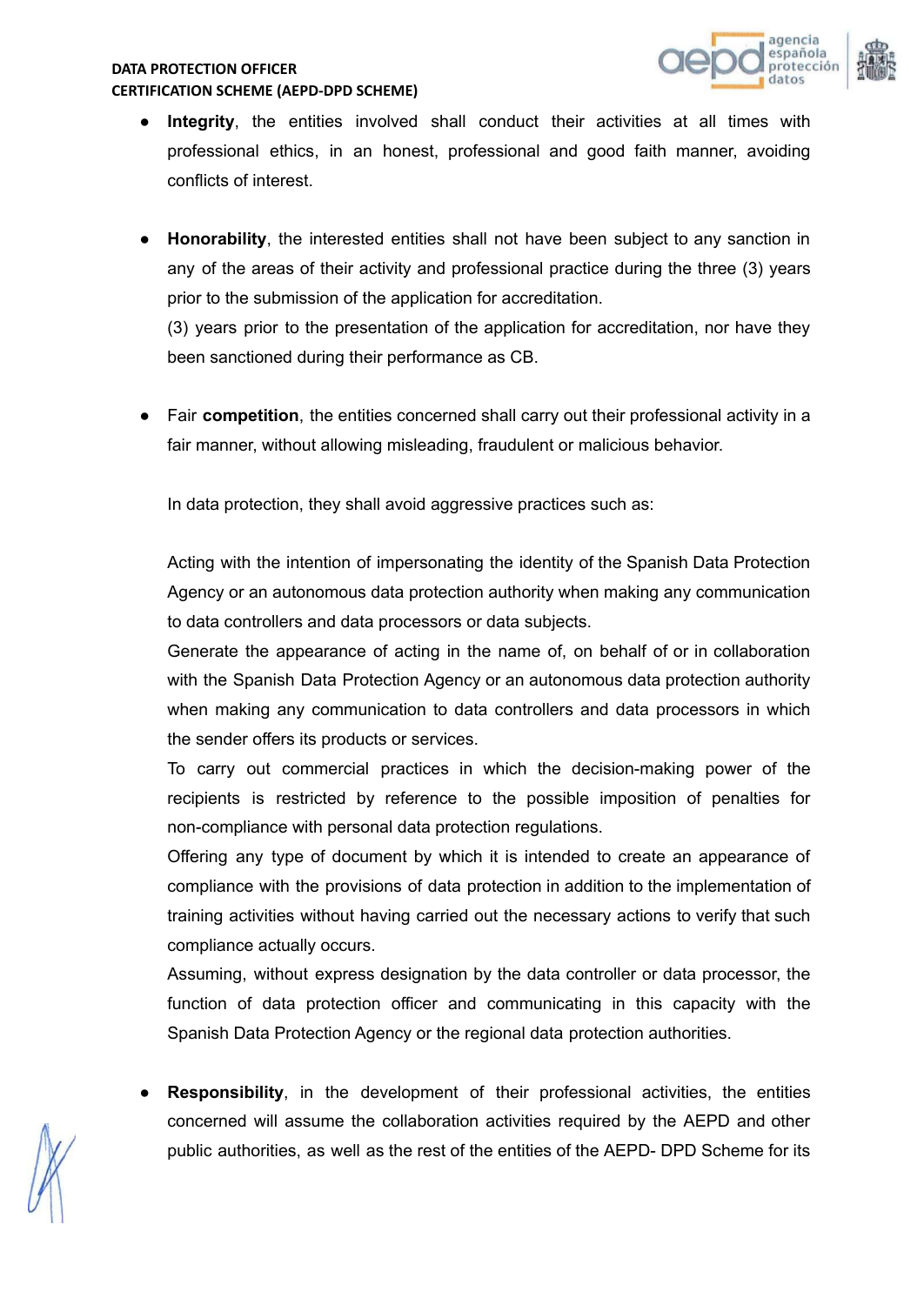- **Integrity**, the entities involved shall conduct their activities at all times with professional ethics, in an honest, professional and good faith manner, avoiding conflicts of interest.

- **Honorability**, the interested entities shall not have been subject to any sanction in any of the areas of their activity and professional practice during the three (3) years prior to the submission of the application for accreditation.
  (3) years prior to the presentation of the application for accreditation, nor have they been sanctioned during their performance as CB.

- Fair **competition**, the entities concerned shall carry out their professional activity in a fair manner, without allowing misleading, fraudulent or malicious behavior.

  In data protection, they shall avoid aggressive practices such as:

  Acting with the intention of impersonating the identity of the Spanish Data Protection Agency or an autonomous data protection authority when making any communication to data controllers and data processors or data subjects.
  Generate the appearance of acting in the name of, on behalf of or in collaboration with the Spanish Data Protection Agency or an autonomous data protection authority when making any communication to data controllers and data processors in which the sender offers its products or services.
  To carry out commercial practices in which the decision-making power of the recipients is restricted by reference to the possible imposition of penalties for non-compliance with personal data protection regulations.
  Offering any type of document by which it is intended to create an appearance of compliance with the provisions of data protection in addition to the implementation of training activities without having carried out the necessary actions to verify that such compliance actually occurs.
  Assuming, without express designation by the data controller or data processor, the function of data protection officer and communicating in this capacity with the Spanish Data Protection Agency or the regional data protection authorities.

- **Responsibility**, in the development of their professional activities, the entities concerned will assume the collaboration activities required by the AEPD and other public authorities, as well as the rest of the entities of the AEPD- DPD Scheme for its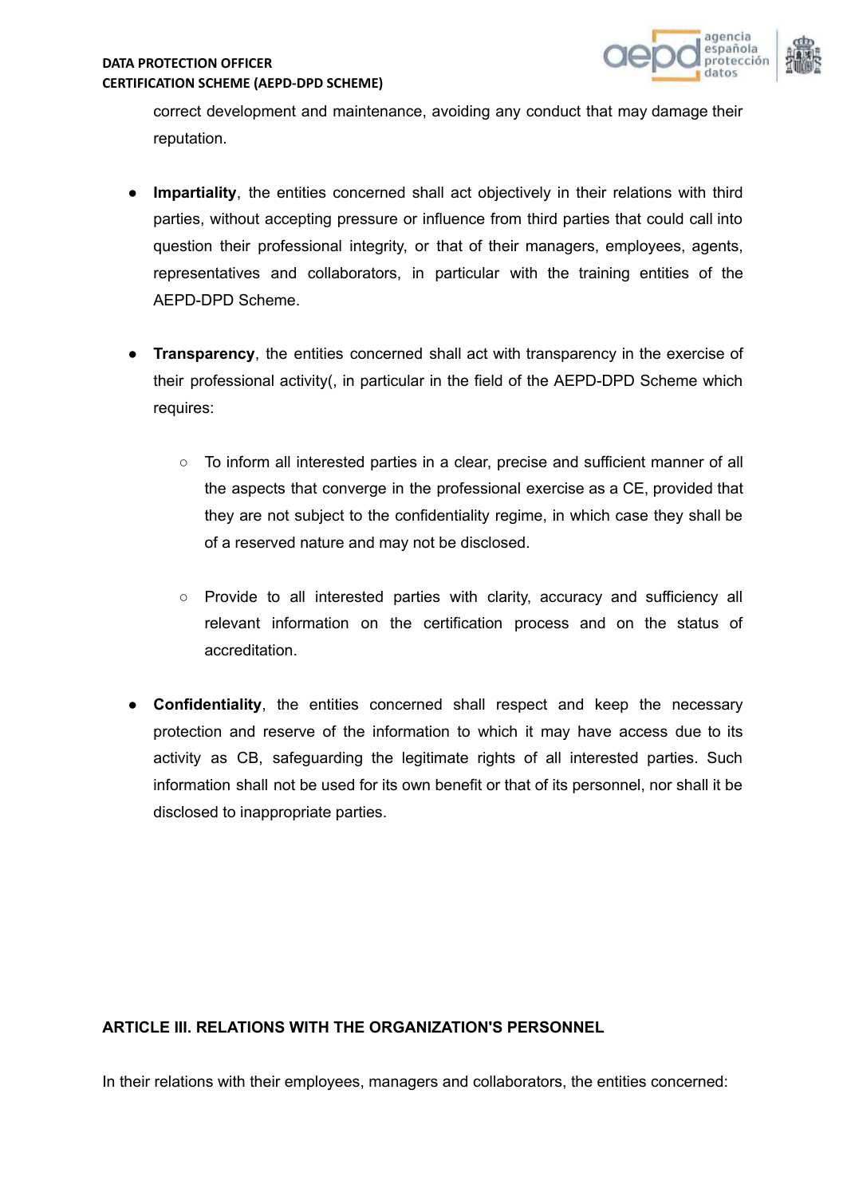correct development and maintenance, avoiding any conduct that may damage their reputation.

- **Impartiality**, the entities concerned shall act objectively in their relations with third parties, without accepting pressure or influence from third parties that could call into question their professional integrity, or that of their managers, employees, agents, representatives and collaborators, in particular with the training entities of the AEPD-DPD Scheme.

- **Transparency**, the entities concerned shall act with transparency in the exercise of their professional activity(, in particular in the field of the AEPD-DPD Scheme which requires:

  - To inform all interested parties in a clear, precise and sufficient manner of all the aspects that converge in the professional exercise as a CE, provided that they are not subject to the confidentiality regime, in which case they shall be of a reserved nature and may not be disclosed.

  - Provide to all interested parties with clarity, accuracy and sufficiency all relevant information on the certification process and on the status of accreditation.

- **Confidentiality**, the entities concerned shall respect and keep the necessary protection and reserve of the information to which it may have access due to its activity as CB, safeguarding the legitimate rights of all interested parties. Such information shall not be used for its own benefit or that of its personnel, nor shall it be disclosed to inappropriate parties.

## ARTICLE III. RELATIONS WITH THE ORGANIZATION'S PERSONNEL

In their relations with their employees, managers and collaborators, the entities concerned: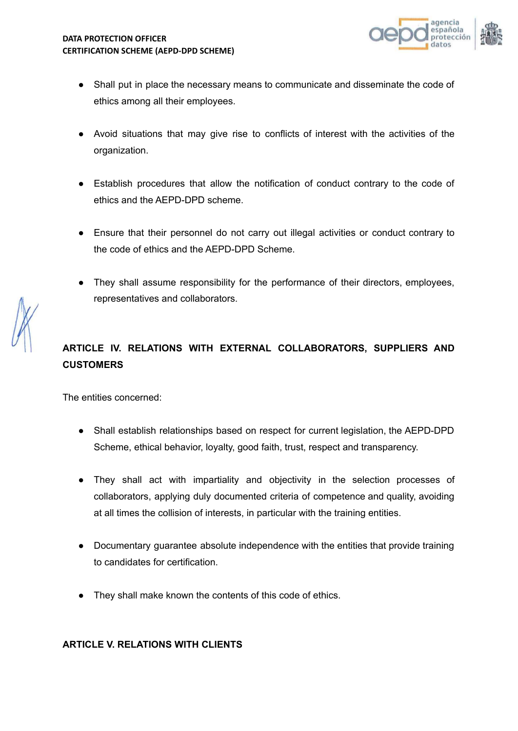- Shall put in place the necessary means to communicate and disseminate the code of ethics among all their employees.

- Avoid situations that may give rise to conflicts of interest with the activities of the organization.

- Establish procedures that allow the notification of conduct contrary to the code of ethics and the AEPD-DPD scheme.

- Ensure that their personnel do not carry out illegal activities or conduct contrary to the code of ethics and the AEPD-DPD Scheme.

- They shall assume responsibility for the performance of their directors, employees, representatives and collaborators.

## ARTICLE IV. RELATIONS WITH EXTERNAL COLLABORATORS, SUPPLIERS AND CUSTOMERS

The entities concerned:

- Shall establish relationships based on respect for current legislation, the AEPD-DPD Scheme, ethical behavior, loyalty, good faith, trust, respect and transparency.

- They shall act with impartiality and objectivity in the selection processes of collaborators, applying duly documented criteria of competence and quality, avoiding at all times the collision of interests, in particular with the training entities.

- Documentary guarantee absolute independence with the entities that provide training to candidates for certification.

- They shall make known the contents of this code of ethics.

## ARTICLE V. RELATIONS WITH CLIENTS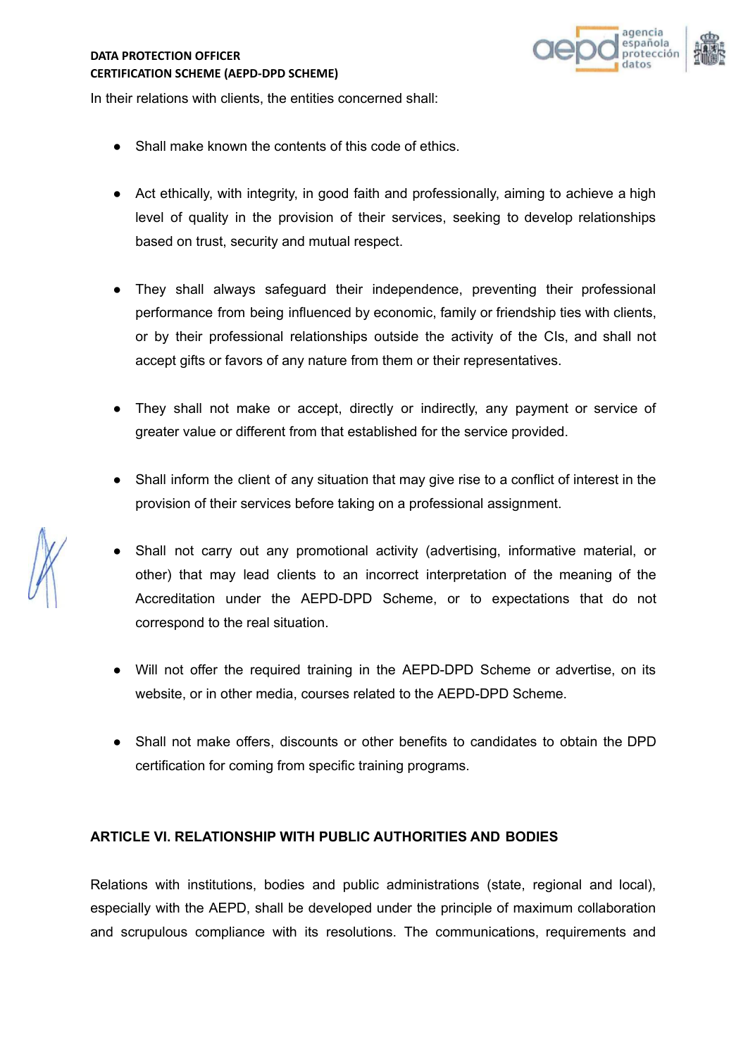In their relations with clients, the entities concerned shall:

- Shall make known the contents of this code of ethics.
- Act ethically, with integrity, in good faith and professionally, aiming to achieve a high level of quality in the provision of their services, seeking to develop relationships based on trust, security and mutual respect.
- They shall always safeguard their independence, preventing their professional performance from being influenced by economic, family or friendship ties with clients, or by their professional relationships outside the activity of the CIs, and shall not accept gifts or favors of any nature from them or their representatives.
- They shall not make or accept, directly or indirectly, any payment or service of greater value or different from that established for the service provided.
- Shall inform the client of any situation that may give rise to a conflict of interest in the provision of their services before taking on a professional assignment.
- Shall not carry out any promotional activity (advertising, informative material, or other) that may lead clients to an incorrect interpretation of the meaning of the Accreditation under the AEPD-DPD Scheme, or to expectations that do not correspond to the real situation.
- Will not offer the required training in the AEPD-DPD Scheme or advertise, on its website, or in other media, courses related to the AEPD-DPD Scheme.
- Shall not make offers, discounts or other benefits to candidates to obtain the DPD certification for coming from specific training programs.

## ARTICLE VI. RELATIONSHIP WITH PUBLIC AUTHORITIES AND BODIES

Relations with institutions, bodies and public administrations (state, regional and local), especially with the AEPD, shall be developed under the principle of maximum collaboration and scrupulous compliance with its resolutions. The communications, requirements and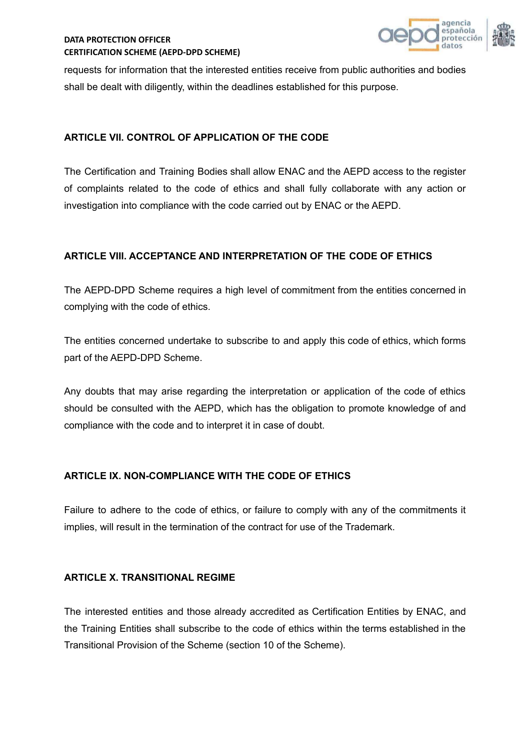requests for information that the interested entities receive from public authorities and bodies shall be dealt with diligently, within the deadlines established for this purpose.

## ARTICLE VII. CONTROL OF APPLICATION OF THE CODE

The Certification and Training Bodies shall allow ENAC and the AEPD access to the register of complaints related to the code of ethics and shall fully collaborate with any action or investigation into compliance with the code carried out by ENAC or the AEPD.

## ARTICLE VIII. ACCEPTANCE AND INTERPRETATION OF THE CODE OF ETHICS

The AEPD-DPD Scheme requires a high level of commitment from the entities concerned in complying with the code of ethics.

The entities concerned undertake to subscribe to and apply this code of ethics, which forms part of the AEPD-DPD Scheme.

Any doubts that may arise regarding the interpretation or application of the code of ethics should be consulted with the AEPD, which has the obligation to promote knowledge of and compliance with the code and to interpret it in case of doubt.

## ARTICLE IX. NON-COMPLIANCE WITH THE CODE OF ETHICS

Failure to adhere to the code of ethics, or failure to comply with any of the commitments it implies, will result in the termination of the contract for use of the Trademark.

## ARTICLE X. TRANSITIONAL REGIME

The interested entities and those already accredited as Certification Entities by ENAC, and the Training Entities shall subscribe to the code of ethics within the terms established in the Transitional Provision of the Scheme (section 10 of the Scheme).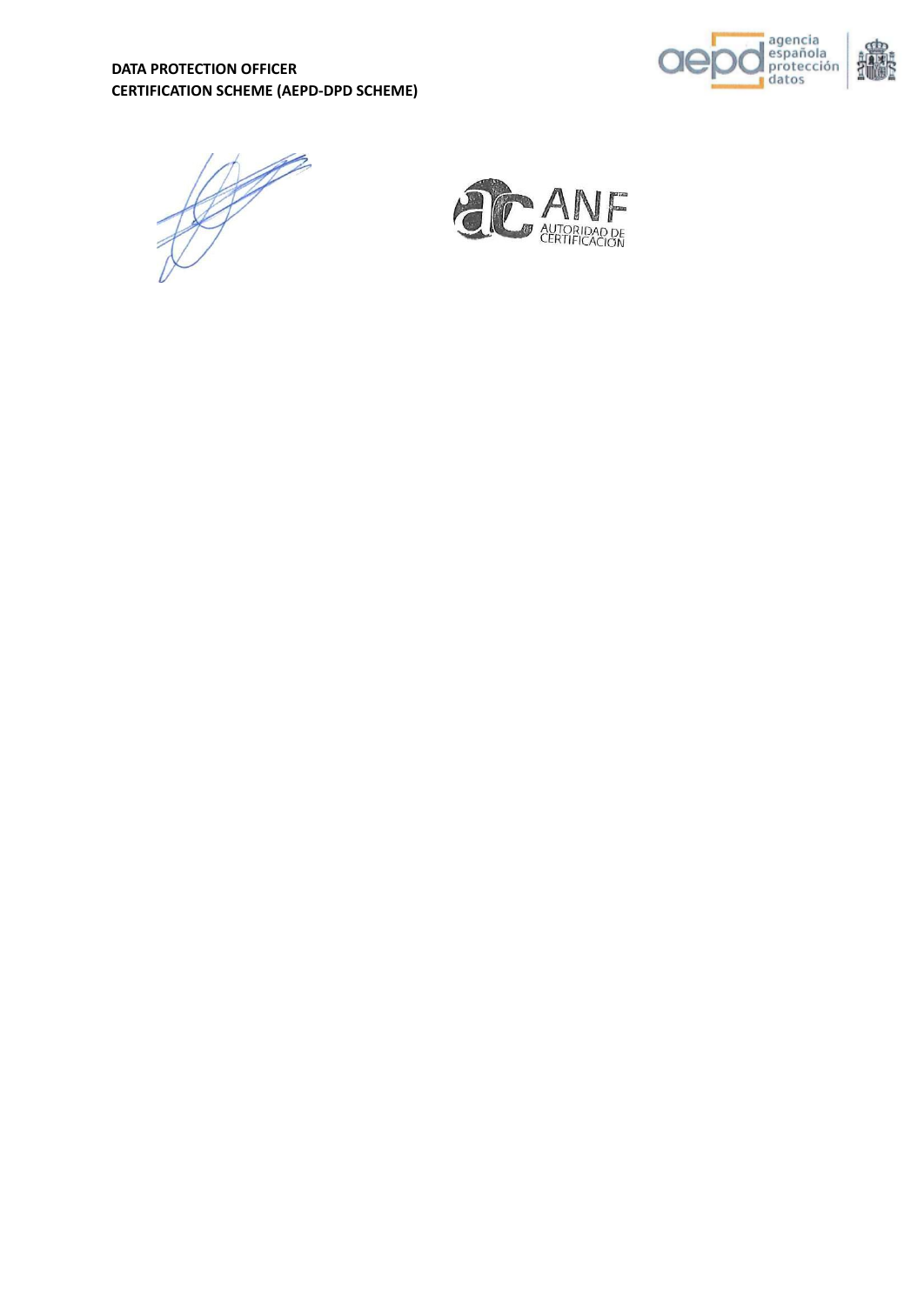ANF
AUTORIDAD DE CERTIFICACIÓN